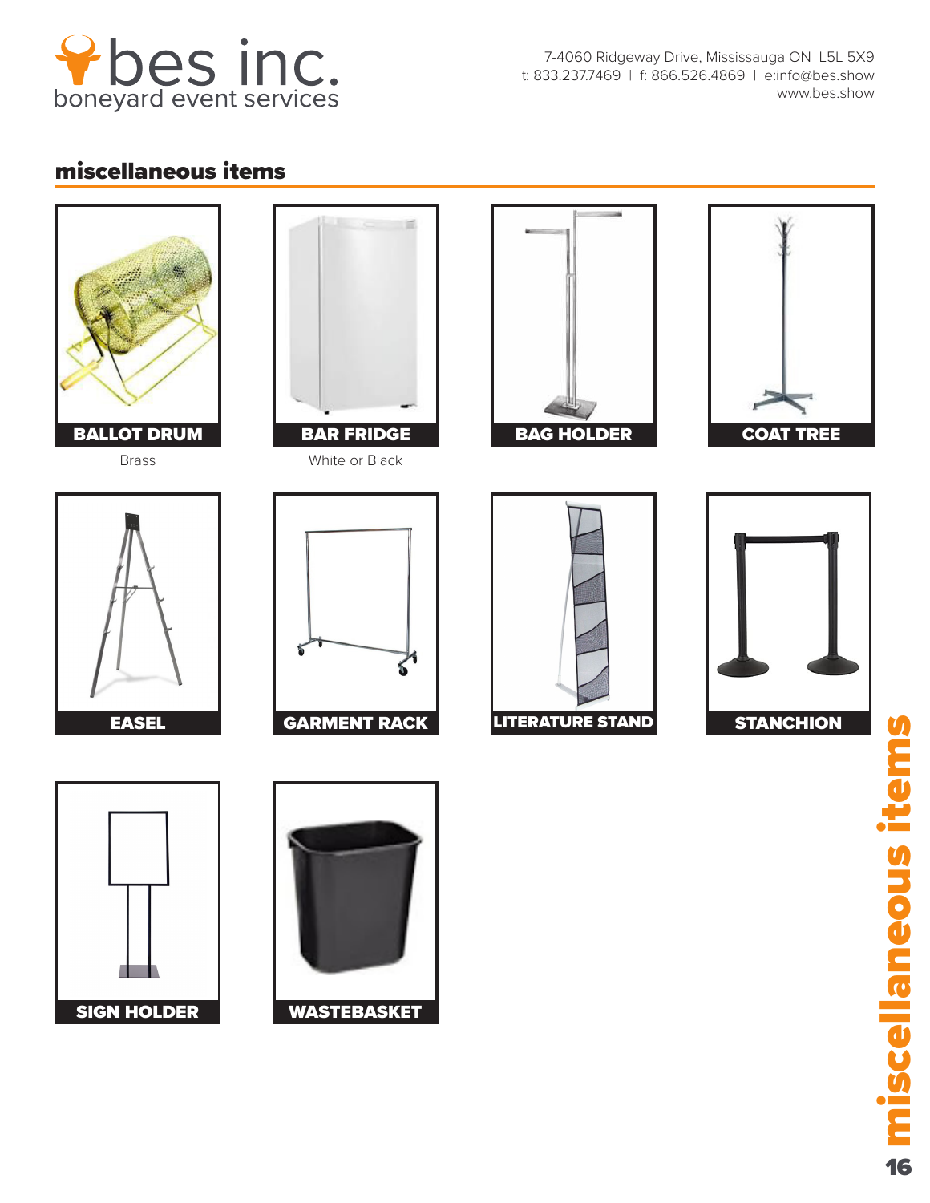bes inc.
boneyard event services

7-4060 Ridgeway Drive, Mississauga ON L5L 5X9
t: 833.237.7469 | f: 866.526.4869 | e:info@bes.show
www.bes.show

## miscellaneous items

**BALLOT DRUM**
Brass

**BAR FRIDGE**
White or Black

**BAG HOLDER**

**COAT TREE**

**EASEL**

**GARMENT RACK**

**LITERATURE STAND**

**STANCHION**

**SIGN HOLDER**

**WASTEBASKET**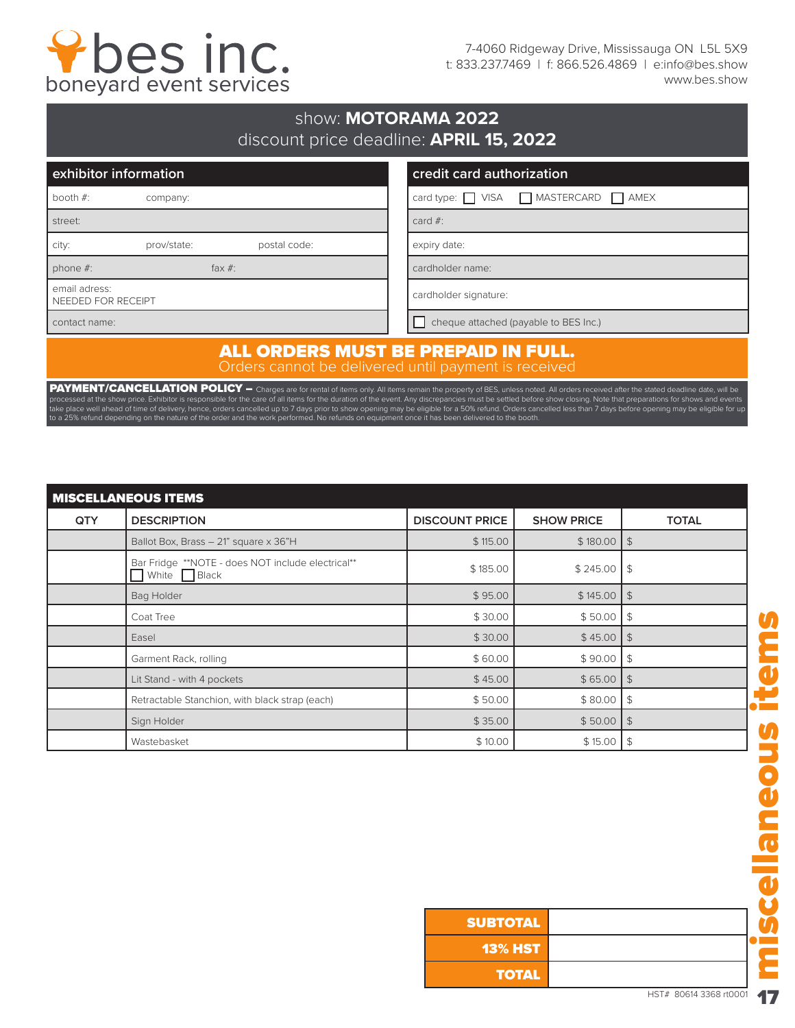# bes inc.
boneyard event services

7-4060 Ridgeway Drive, Mississauga ON L5L 5X9
t: 833.237.7469 | f: 866.526.4869 | e:info@bes.show
www.bes.show

## show: **MOTORAMA 2022**
## discount price deadline: **APRIL 15, 2022**

| exhibitor information | | |
|---|---|---|
| booth #: | company: | |
| street: | | |
| city: | prov/state: | postal code: |
| phone #: | fax #: | |
| email adress: NEEDED FOR RECEIPT | | |
| contact name: | | |

| credit card authorization |
|---|
| card type: ☐ VISA ☐ MASTERCARD ☐ AMEX |
| card #: |
| expiry date: |
| cardholder name: |
| cardholder signature: |
| ☐ cheque attached (payable to BES Inc.) |

**ALL ORDERS MUST BE PREPAID IN FULL.**
Orders cannot be delivered until payment is received

**PAYMENT/CANCELLATION POLICY –** Charges are for rental of items only. All items remain the property of BES, unless noted. All orders received after the stated deadline date, will be processed at the show price. Exhibitor is responsible for the care of all items for the duration of the event. Any discrepancies must be settled before show closing. Note that preparations for shows and events take place well ahead of time of delivery, hence, orders cancelled up to 7 days prior to show opening may be eligible for a 50% refund. Orders cancelled less than 7 days before opening may be eligible for up to a 25% refund depending on the nature of the order and the work performed. No refunds on equipment once it has been delivered to the booth.

## MISCELLANEOUS ITEMS

| QTY | DESCRIPTION | DISCOUNT PRICE | SHOW PRICE | TOTAL |
|---|---|---|---|---|
| | Ballot Box, Brass – 21" square x 36"H | $ 115.00 | $ 180.00 | $ |
| | Bar Fridge **NOTE - does NOT include electrical** ☐ White ☐ Black | $ 185.00 | $ 245.00 | $ |
| | Bag Holder | $ 95.00 | $ 145.00 | $ |
| | Coat Tree | $ 30.00 | $ 50.00 | $ |
| | Easel | $ 30.00 | $ 45.00 | $ |
| | Garment Rack, rolling | $ 60.00 | $ 90.00 | $ |
| | Lit Stand - with 4 pockets | $ 45.00 | $ 65.00 | $ |
| | Retractable Stanchion, with black strap (each) | $ 50.00 | $ 80.00 | $ |
| | Sign Holder | $ 35.00 | $ 50.00 | $ |
| | Wastebasket | $ 10.00 | $ 15.00 | $ |

| | |
|---|---|
| **SUBTOTAL** | |
| **13% HST** | |
| **TOTAL** | |

HST# 80614 3368 rt0001

miscellaneous items